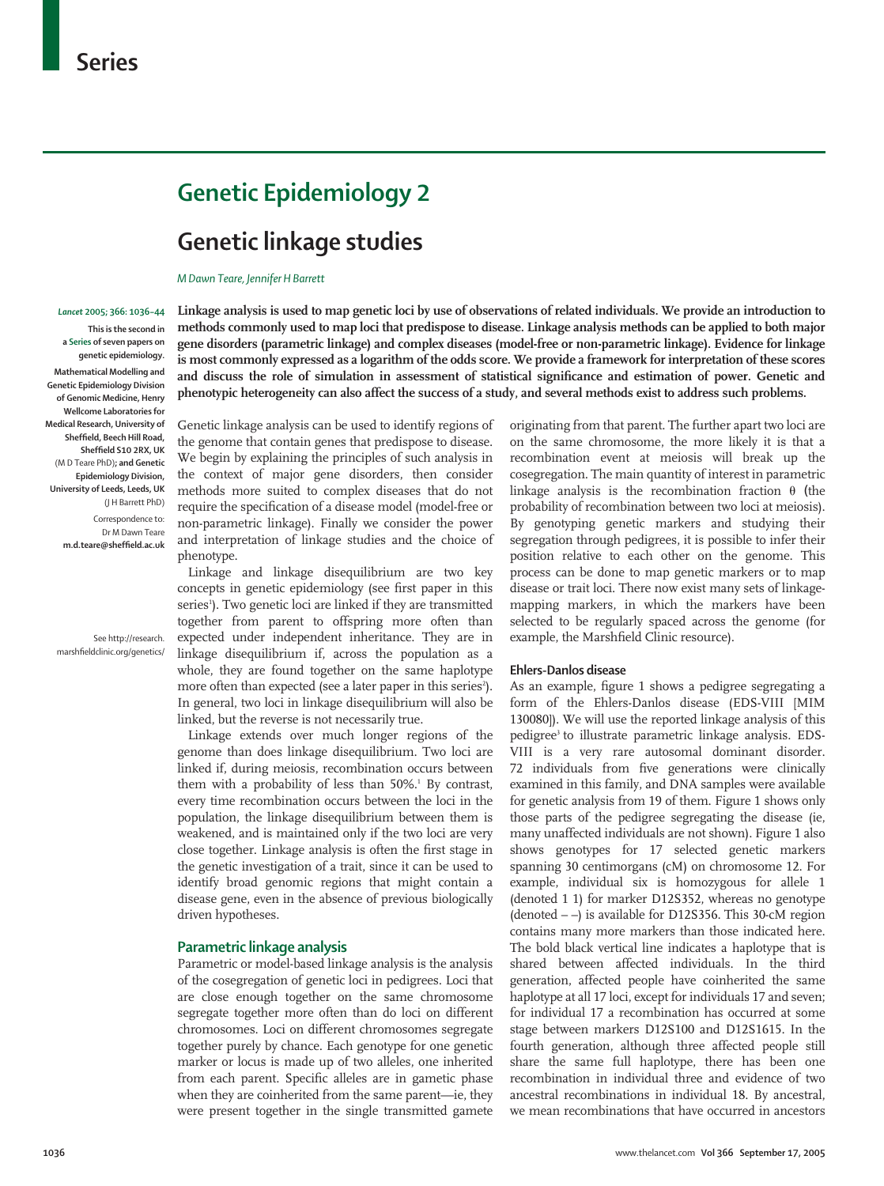# Series

## Genetic Epidemiology 2

# Genetic linkage studies

*M Dawn Teare, Jennifer H Barrett*

*Lancet* 2005; 366: 1036–44

This is the second in a Series of seven papers on genetic epidemiology.

Mathematical Modelling and Genetic Epidemiology Division of Genomic Medicine, Henry Wellcome Laboratories for Medical Research, University of Sheffield, Beech Hill Road, Sheffield S10 2RX, UK (M D Teare PhD); and Genetic Epidemiology Division, University of Leeds, Leeds, UK (J H Barrett PhD)

Correspondence to: Dr M Dawn Teare **m.d.teare@sheffield.ac.uk**

**Linkage analysis is used to map genetic loci by use of observations of related individuals. We provide an introduction to methods commonly used to map loci that predispose to disease. Linkage analysis methods can be applied to both major gene disorders (parametric linkage) and complex diseases (model-free or non-parametric linkage). Evidence for linkage is most commonly expressed as a logarithm of the odds score. We provide a framework for interpretation of these scores and discuss the role of simulation in assessment of statistical significance and estimation of power. Genetic and phenotypic heterogeneity can also affect the success of a study, and several methods exist to address such problems.**

Genetic linkage analysis can be used to identify regions of the genome that contain genes that predispose to disease. We begin by explaining the principles of such analysis in the context of major gene disorders, then consider methods more suited to complex diseases that do not require the specification of a disease model (model-free or non-parametric linkage). Finally we consider the power and interpretation of linkage studies and the choice of phenotype.

Linkage and linkage disequilibrium are two key concepts in genetic epidemiology (see first paper in this series[1]). Two genetic loci are linked if they are transmitted together from parent to offspring more often than expected under independent inheritance. They are in linkage disequilibrium if, across the population as a whole, they are found together on the same haplotype more often than expected (see a later paper in this series[2]). In general, two loci in linkage disequilibrium will also be linked, but the reverse is not necessarily true.

Linkage extends over much longer regions of the genome than does linkage disequilibrium. Two loci are linked if, during meiosis, recombination occurs between them with a probability of less than 50%.[1] By contrast, every time recombination occurs between the loci in the population, the linkage disequilibrium between them is weakened, and is maintained only if the two loci are very close together. Linkage analysis is often the first stage in the genetic investigation of a trait, since it can be used to identify broad genomic regions that might contain a disease gene, even in the absence of previous biologically driven hypotheses.

## Parametric linkage analysis

Parametric or model-based linkage analysis is the analysis of the cosegregation of genetic loci in pedigrees. Loci that are close enough together on the same chromosome segregate together more often than do loci on different chromosomes. Loci on different chromosomes segregate together purely by chance. Each genotype for one genetic marker or locus is made up of two alleles, one inherited from each parent. Specific alleles are in gametic phase when they are coinherited from the same parent—ie, they were present together in the single transmitted gamete originating from that parent. The further apart two loci are on the same chromosome, the more likely it is that a recombination event at meiosis will break up the cosegregation. The main quantity of interest in parametric linkage analysis is the recombination fraction $\theta$ (the probability of recombination between two loci at meiosis). By genotyping genetic markers and studying their segregation through pedigrees, it is possible to infer their position relative to each other on the genome. This process can be done to map genetic markers or to map disease or trait loci. There now exist many sets of linkage-mapping markers, in which the markers have been selected to be regularly spaced across the genome (for example, the Marshfield Clinic resource).

See http://research.marshfieldclinic.org/genetics/

### Ehlers-Danlos disease

As an example, figure 1 shows a pedigree segregating a form of the Ehlers-Danlos disease (EDS-VIII [MIM 130080]). We will use the reported linkage analysis of this pedigree[3] to illustrate parametric linkage analysis. EDS-VIII is a very rare autosomal dominant disorder. 72 individuals from five generations were clinically examined in this family, and DNA samples were available for genetic analysis from 19 of them. Figure 1 shows only those parts of the pedigree segregating the disease (ie, many unaffected individuals are not shown). Figure 1 also shows genotypes for 17 selected genetic markers spanning 30 centimorgans (cM) on chromosome 12. For example, individual six is homozygous for allele 1 (denoted 1 1) for marker D12S352, whereas no genotype (denoted – –) is available for D12S356. This 30-cM region contains many more markers than those indicated here. The bold black vertical line indicates a haplotype that is shared between affected individuals. In the third generation, affected people have coinherited the same haplotype at all 17 loci, except for individuals 17 and seven; for individual 17 a recombination has occurred at some stage between markers D12S100 and D12S1615. In the fourth generation, although three affected people still share the same full haplotype, there has been one recombination in individual three and evidence of two ancestral recombinations in individual 18. By ancestral, we mean recombinations that have occurred in ancestors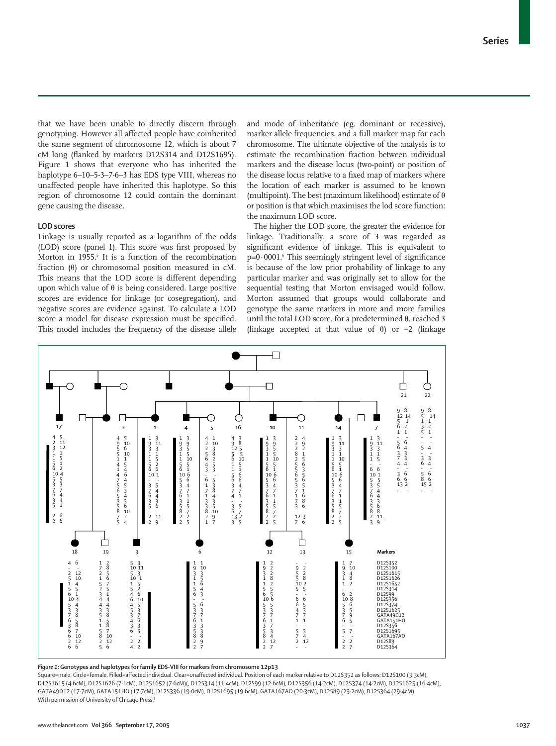that we have been unable to directly discern through genotyping. However all affected people have coinherited the same segment of chromosome 12, which is about 7 cM long (flanked by markers D12S314 and D12S1695). Figure 1 shows that everyone who has inherited the haplotype 6–10–5-3–7-6–3 has EDS type VIII, whereas no unaffected people have inherited this haplotype. So this region of chromosome 12 could contain the dominant gene causing the disease.

### LOD scores

Linkage is usually reported as a logarithm of the odds (LOD) score (panel 1). This score was first proposed by Morton in 1955.[5] It is a function of the recombination fraction (θ) or chromosomal position measured in cM. This means that the LOD score is different depending upon which value of θ is being considered. Large positive scores are evidence for linkage (or cosegregation), and negative scores are evidence against. To calculate a LOD score a model for disease expression must be specified. This model includes the frequency of the disease allele and mode of inheritance (eg, dominant or recessive), marker allele frequencies, and a full marker map for each chromosome. The ultimate objective of the analysis is to estimate the recombination fraction between individual markers and the disease locus (two-point) or position of the disease locus relative to a fixed map of markers where the location of each marker is assumed to be known (multipoint). The best (maximum likelihood) estimate of θ or position is that which maximises the lod score function: the maximum LOD score.

The higher the LOD score, the greater the evidence for linkage. Traditionally, a score of 3 was regarded as significant evidence of linkage. This is equivalent to p=0·0001.[6] This seemingly stringent level of significance is because of the low prior probability of linkage to any particular marker and was originally set to allow for the sequential testing that Morton envisaged would follow. Morton assumed that groups would collaborate and genotype the same markers in more and more families until the total LOD score, for a predetermined θ, reached 3 (linkage accepted at that value of θ) or –2 (linkage

*Figure 1:* **Genotypes and haplotypes for family EDS-VIII for markers from chromosome 12p13**

Square=male. Circle=female. Filled=affected individual. Clear=unaffected individual. Position of each marker relative to D12S352 as follows: D12S100 (3·3cM), D12S1615 (4·6cM), D12S1626 (7·1cM), D12S1652 (7·6cM)(, D12S314 (11·4cM), D12S99 (12·6cM), D12S356 (14·2cM), D12S374 (14·2cM), D12S1625 (16·4cM), GATA49D12 (17·7cM), GATA151HO (17·7cM), D12S336 (19·0cM), D12S1695 (19·6cM), GATA167AO (20·3cM), D12S89 (23·2cM), D12S364 (29·4cM). With permission of University of Chicago Press.[3]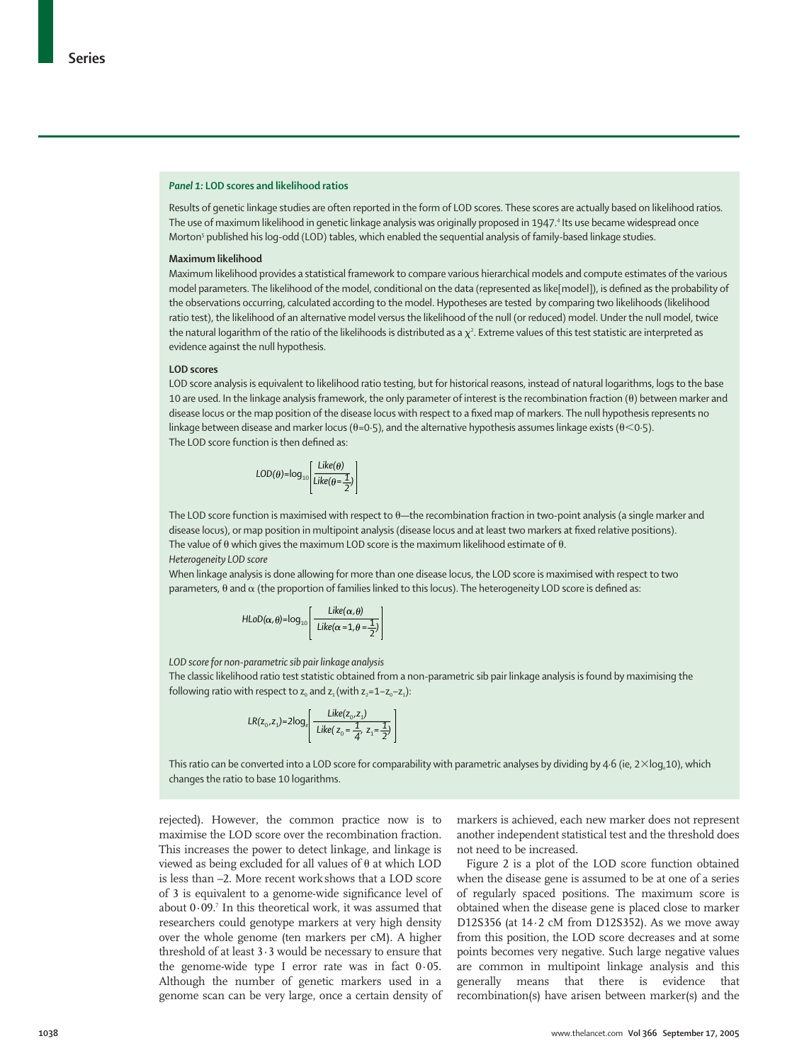### *Panel 1:* LOD scores and likelihood ratios

Results of genetic linkage studies are often reported in the form of LOD scores. These scores are actually based on likelihood ratios. The use of maximum likelihood in genetic linkage analysis was originally proposed in 1947.[4] Its use became widespread once Morton[5] published his log-odd (LOD) tables, which enabled the sequential analysis of family-based linkage studies.

**Maximum likelihood**

Maximum likelihood provides a statistical framework to compare various hierarchical models and compute estimates of the various model parameters. The likelihood of the model, conditional on the data (represented as like[model]), is defined as the probability of the observations occurring, calculated according to the model. Hypotheses are tested by comparing two likelihoods (likelihood ratio test), the likelihood of an alternative model versus the likelihood of the null (or reduced) model. Under the null model, twice the natural logarithm of the ratio of the likelihoods is distributed as a $\chi^2$. Extreme values of this test statistic are interpreted as evidence against the null hypothesis.

**LOD scores**

LOD score analysis is equivalent to likelihood ratio testing, but for historical reasons, instead of natural logarithms, logs to the base 10 are used. In the linkage analysis framework, the only parameter of interest is the recombination fraction ($\theta$) between marker and disease locus or the map position of the disease locus with respect to a fixed map of markers. The null hypothesis represents no linkage between disease and marker locus ($\theta$=0·5), and the alternative hypothesis assumes linkage exists ($\theta$<0·5).
The LOD score function is then defined as:

$$LOD(\theta)=\log_{10}\left[\frac{Like(\theta)}{Like(\theta=\frac{1}{2})}\right]$$

The LOD score function is maximised with respect to $\theta$—the recombination fraction in two-point analysis (a single marker and disease locus), or map position in multipoint analysis (disease locus and at least two markers at fixed relative positions).
The value of $\theta$ which gives the maximum LOD score is the maximum likelihood estimate of $\theta$.

*Heterogeneity LOD score*

When linkage analysis is done allowing for more than one disease locus, the LOD score is maximised with respect to two parameters, $\theta$ and $\alpha$ (the proportion of families linked to this locus). The heterogeneity LOD score is defined as:

$$HLoD(\alpha,\theta)=\log_{10}\left[\frac{Like(\alpha,\theta)}{Like(\alpha=1,\theta=\frac{1}{2})}\right]$$

*LOD score for non-parametric sib pair linkage analysis*

The classic likelihood ratio test statistic obtained from a non-parametric sib pair linkage analysis is found by maximising the following ratio with respect to $z_0$ and $z_1$ (with $z_2$=1–$z_0$–$z_1$):

$$LR(z_0,z_1)=2\log_e\left[\frac{Like(z_0,z_1)}{Like(z_0=\frac{1}{4},\ z_1=\frac{1}{2})}\right]$$

This ratio can be converted into a LOD score for comparability with parametric analyses by dividing by 4·6 (ie, $2\times\log_e 10$), which changes the ratio to base 10 logarithms.

rejected). However, the common practice now is to maximise the LOD score over the recombination fraction. This increases the power to detect linkage, and linkage is viewed as being excluded for all values of $\theta$ at which LOD is less than –2. More recent work shows that a LOD score of 3 is equivalent to a genome-wide significance level of about 0·09.[7] In this theoretical work, it was assumed that researchers could genotype markers at very high density over the whole genome (ten markers per cM). A higher threshold of at least 3·3 would be necessary to ensure that the genome-wide type I error rate was in fact 0·05. Although the number of genetic markers used in a genome scan can be very large, once a certain density of markers is achieved, each new marker does not represent another independent statistical test and the threshold does not need to be increased.

Figure 2 is a plot of the LOD score function obtained when the disease gene is assumed to be at one of a series of regularly spaced positions. The maximum score is obtained when the disease gene is placed close to marker D12S356 (at 14·2 cM from D12S352). As we move away from this position, the LOD score decreases and at some points becomes very negative. Such large negative values are common in multipoint linkage analysis and this generally means that there is evidence that recombination(s) have arisen between marker(s) and the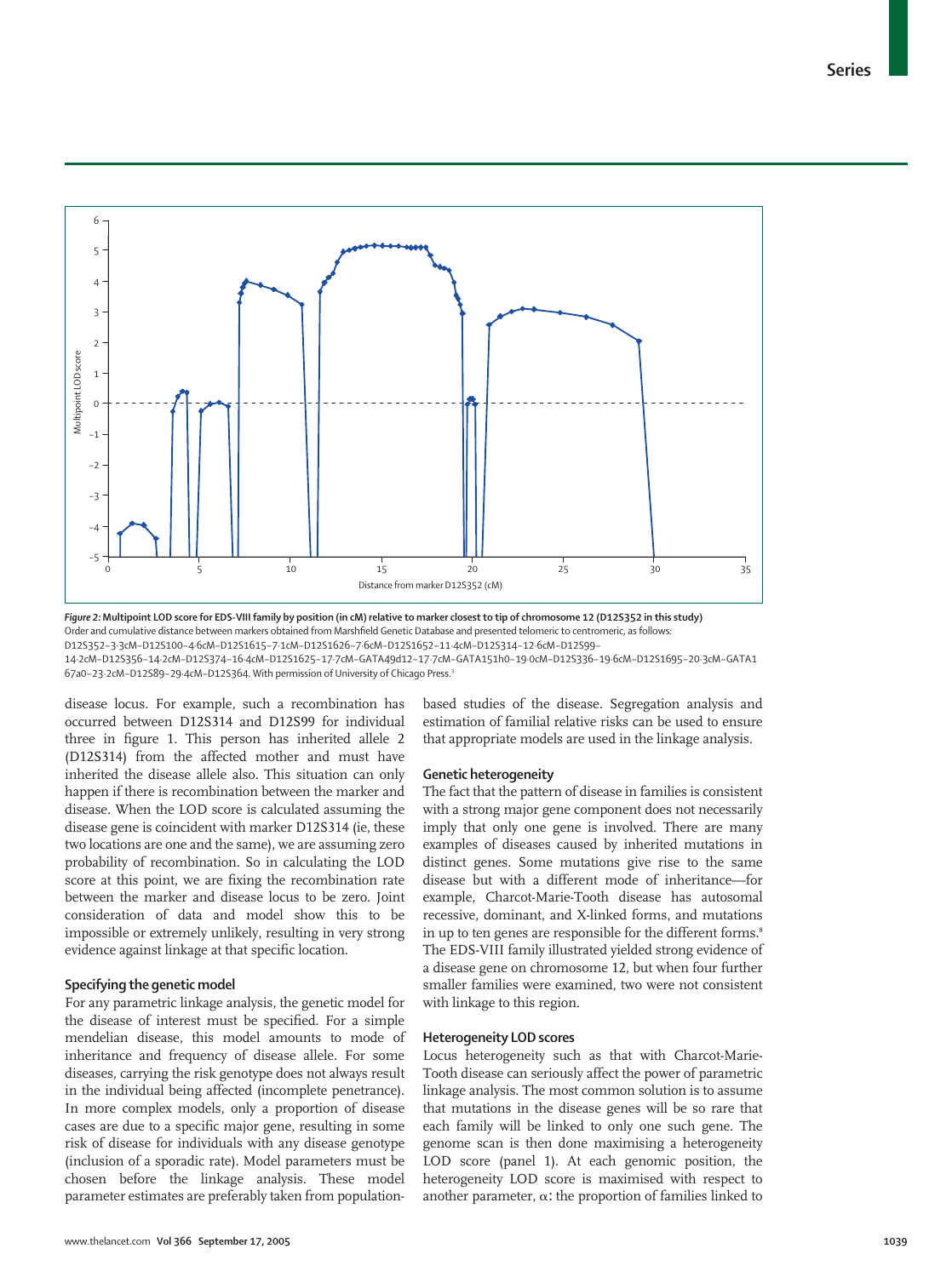6
5
4
3
2
1
0
–1
–2
–3
–4
–5

Multipoint LOD score

0 5 10 15 20 25 30 35

Distance from marker D12S352 (cM)

***Figure 2:* Multipoint LOD score for EDS-VIII family by position (in cM) relative to marker closest to tip of chromosome 12 (D12S352 in this study)**
Order and cumulative distance between markers obtained from Marshfield Genetic Database and presented telomeric to centromeric, as follows: D12S352–3·3cM–D12S100–4·6cM–D12S1615–7·1cM–D12S1626–7·6cM–D12S1652–11·4cM–D12S314–12·6cM–D12S99–14·2cM–D12S356–14·2cM–D12S374–16·4cM–D12S1625–17·7cM–GATA49d12–17·7cM–GATA151h0–19·0cM–D12S336–19·6cM–D12S1695–20·3cM–GATA167a0–23·2cM–D12S89–29·4cM–D12S364. With permission of University of Chicago Press.[7]

disease locus. For example, such a recombination has occurred between D12S314 and D12S99 for individual three in figure 1. This person has inherited allele 2 (D12S314) from the affected mother and must have inherited the disease allele also. This situation can only happen if there is recombination between the marker and disease. When the LOD score is calculated assuming the disease gene is coincident with marker D12S314 (ie, these two locations are one and the same), we are assuming zero probability of recombination. So in calculating the LOD score at this point, we are fixing the recombination rate between the marker and disease locus to be zero. Joint consideration of data and model show this to be impossible or extremely unlikely, resulting in very strong evidence against linkage at that specific location.

### Specifying the genetic model

For any parametric linkage analysis, the genetic model for the disease of interest must be specified. For a simple mendelian disease, this model amounts to mode of inheritance and frequency of disease allele. For some diseases, carrying the risk genotype does not always result in the individual being affected (incomplete penetrance). In more complex models, only a proportion of disease cases are due to a specific major gene, resulting in some risk of disease for individuals with any disease genotype (inclusion of a sporadic rate). Model parameters must be chosen before the linkage analysis. These model parameter estimates are preferably taken from population-based studies of the disease. Segregation analysis and estimation of familial relative risks can be used to ensure that appropriate models are used in the linkage analysis.

### Genetic heterogeneity

The fact that the pattern of disease in families is consistent with a strong major gene component does not necessarily imply that only one gene is involved. There are many examples of diseases caused by inherited mutations in distinct genes. Some mutations give rise to the same disease but with a different mode of inheritance—for example, Charcot-Marie-Tooth disease has autosomal recessive, dominant, and X-linked forms, and mutations in up to ten genes are responsible for the different forms.[8] The EDS-VIII family illustrated yielded strong evidence of a disease gene on chromosome 12, but when four further smaller families were examined, two were not consistent with linkage to this region.

### Heterogeneity LOD scores

Locus heterogeneity such as that with Charcot-Marie-Tooth disease can seriously affect the power of parametric linkage analysis. The most common solution is to assume that mutations in the disease genes will be so rare that each family will be linked to only one such gene. The genome scan is then done maximising a heterogeneity LOD score (panel 1). At each genomic position, the heterogeneity LOD score is maximised with respect to another parameter, $\alpha$: the proportion of families linked to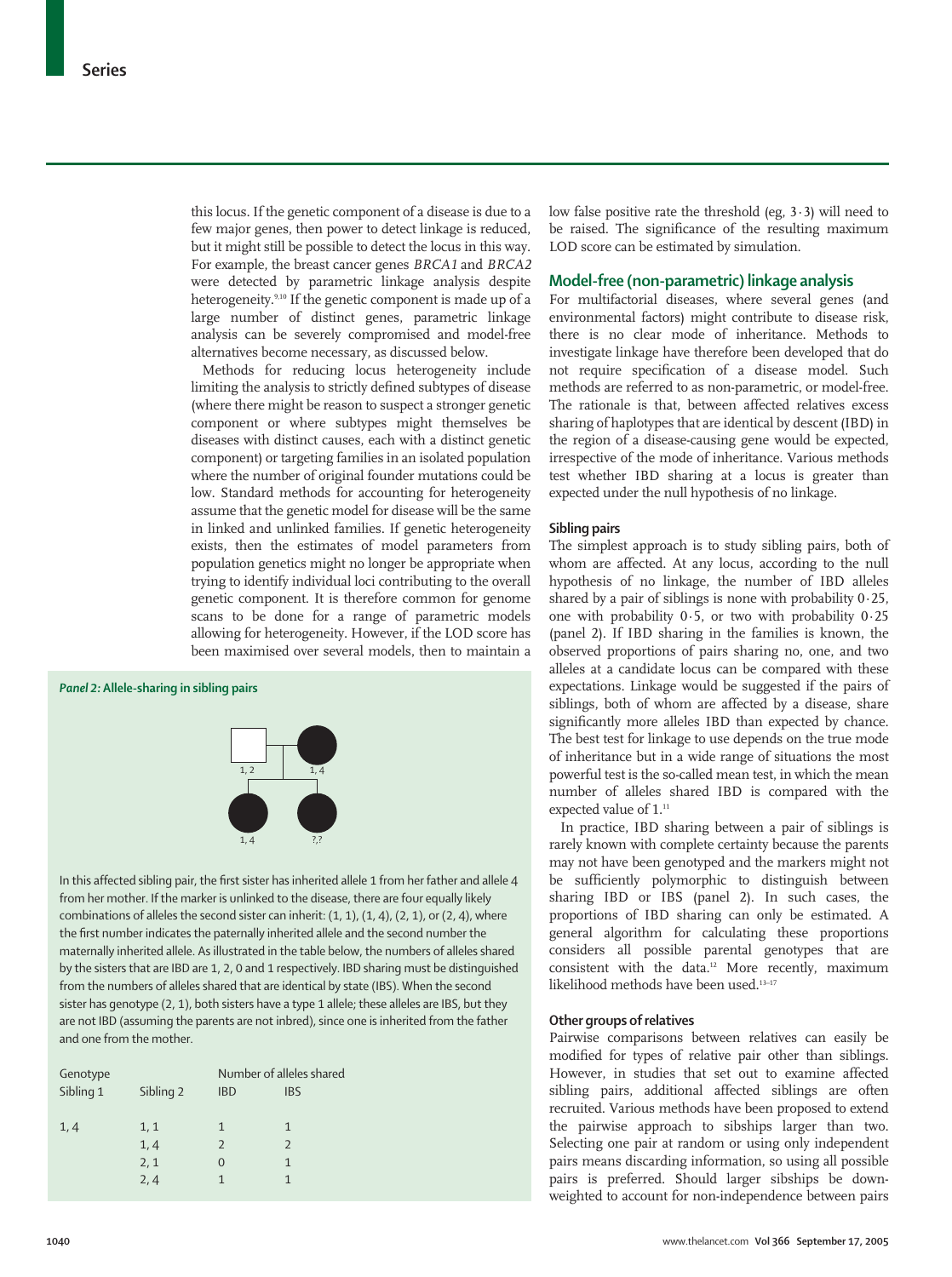this locus. If the genetic component of a disease is due to a few major genes, then power to detect linkage is reduced, but it might still be possible to detect the locus in this way. For example, the breast cancer genes *BRCA1* and *BRCA2* were detected by parametric linkage analysis despite heterogeneity.[9,10] If the genetic component is made up of a large number of distinct genes, parametric linkage analysis can be severely compromised and model-free alternatives become necessary, as discussed below.

Methods for reducing locus heterogeneity include limiting the analysis to strictly defined subtypes of disease (where there might be reason to suspect a stronger genetic component or where subtypes might themselves be diseases with distinct causes, each with a distinct genetic component) or targeting families in an isolated population where the number of original founder mutations could be low. Standard methods for accounting for heterogeneity assume that the genetic model for disease will be the same in linked and unlinked families. If genetic heterogeneity exists, then the estimates of model parameters from population genetics might no longer be appropriate when trying to identify individual loci contributing to the overall genetic component. It is therefore common for genome scans to be done for a range of parametric models allowing for heterogeneity. However, if the LOD score has been maximised over several models, then to maintain a low false positive rate the threshold (eg, 3·3) will need to be raised. The significance of the resulting maximum LOD score can be estimated by simulation.

**Panel 2: Allele-sharing in sibling pairs**

1, 2

1, 4

1, 4

?,?

In this affected sibling pair, the first sister has inherited allele 1 from her father and allele 4 from her mother. If the marker is unlinked to the disease, there are four equally likely combinations of alleles the second sister can inherit: (1, 1), (1, 4), (2, 1), or (2, 4), where the first number indicates the paternally inherited allele and the second number the maternally inherited allele. As illustrated in the table below, the numbers of alleles shared by the sisters that are IBD are 1, 2, 0 and 1 respectively. IBD sharing must be distinguished from the numbers of alleles shared that are identical by state (IBS). When the second sister has genotype (2, 1), both sisters have a type 1 allele; these alleles are IBS, but they are not IBD (assuming the parents are not inbred), since one is inherited from the father and one from the mother.

| Genotype | | Number of alleles shared | |
|---|---|---|---|
| Sibling 1 | Sibling 2 | IBD | IBS |
| 1, 4 | 1, 1 | 1 | 1 |
| | 1, 4 | 2 | 2 |
| | 2, 1 | 0 | 1 |
| | 2, 4 | 1 | 1 |

## Model-free (non-parametric) linkage analysis

For multifactorial diseases, where several genes (and environmental factors) might contribute to disease risk, there is no clear mode of inheritance. Methods to investigate linkage have therefore been developed that do not require specification of a disease model. Such methods are referred to as non-parametric, or model-free. The rationale is that, between affected relatives excess sharing of haplotypes that are identical by descent (IBD) in the region of a disease-causing gene would be expected, irrespective of the mode of inheritance. Various methods test whether IBD sharing at a locus is greater than expected under the null hypothesis of no linkage.

### Sibling pairs

The simplest approach is to study sibling pairs, both of whom are affected. At any locus, according to the null hypothesis of no linkage, the number of IBD alleles shared by a pair of siblings is none with probability 0·25, one with probability 0·5, or two with probability 0·25 (panel 2). If IBD sharing in the families is known, the observed proportions of pairs sharing no, one, and two alleles at a candidate locus can be compared with these expectations. Linkage would be suggested if the pairs of siblings, both of whom are affected by a disease, share significantly more alleles IBD than expected by chance. The best test for linkage to use depends on the true mode of inheritance but in a wide range of situations the most powerful test is the so-called mean test, in which the mean number of alleles shared IBD is compared with the expected value of 1.[11]

In practice, IBD sharing between a pair of siblings is rarely known with complete certainty because the parents may not have been genotyped and the markers might not be sufficiently polymorphic to distinguish between sharing IBD or IBS (panel 2). In such cases, the proportions of IBD sharing can only be estimated. A general algorithm for calculating these proportions considers all possible parental genotypes that are consistent with the data.[12] More recently, maximum likelihood methods have been used.[13–17]

### Other groups of relatives

Pairwise comparisons between relatives can easily be modified for types of relative pair other than siblings. However, in studies that set out to examine affected sibling pairs, additional affected siblings are often recruited. Various methods have been proposed to extend the pairwise approach to sibships larger than two. Selecting one pair at random or using only independent pairs means discarding information, so using all possible pairs is preferred. Should larger sibships be down-weighted to account for non-independence between pairs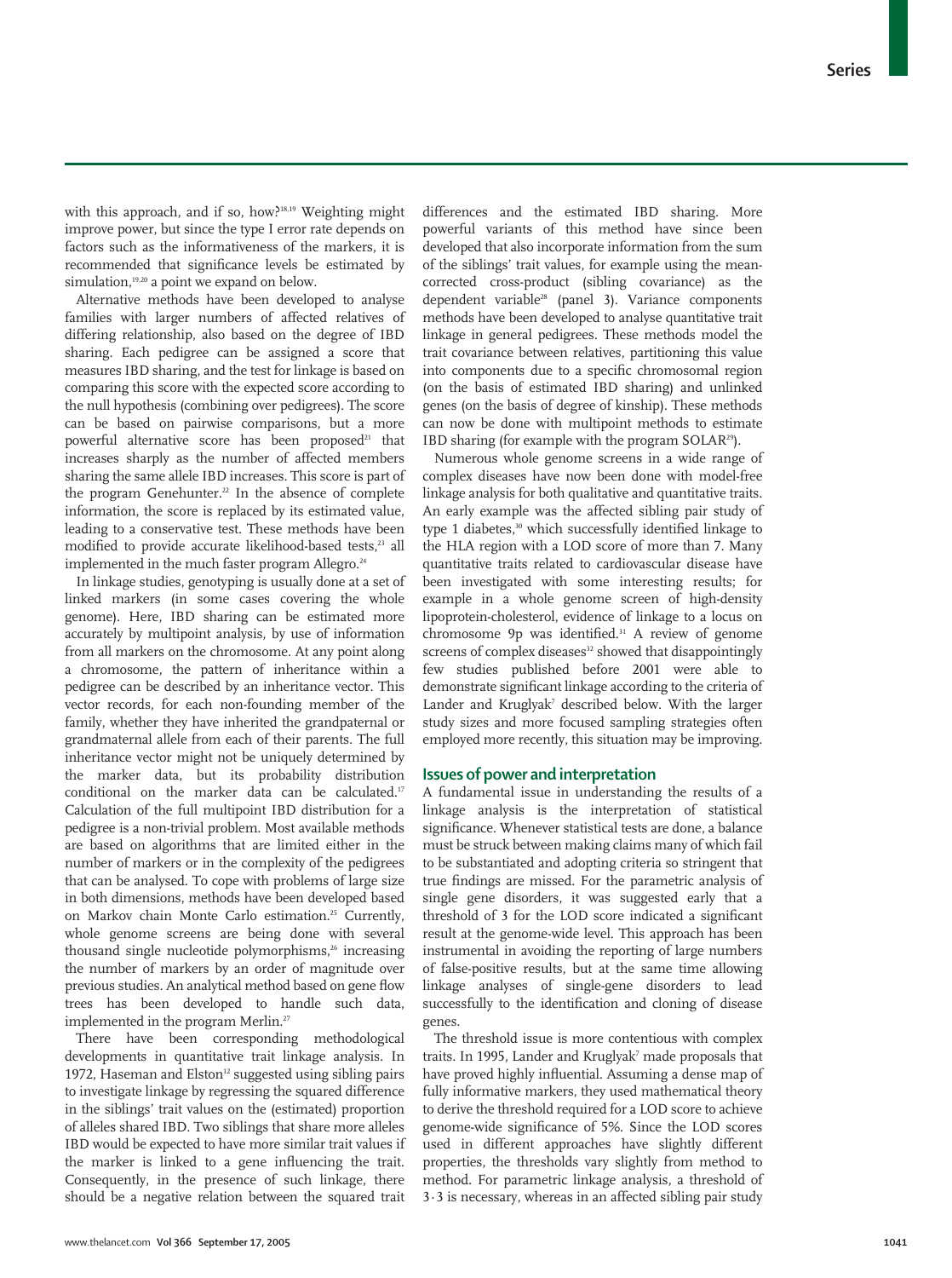with this approach, and if so, how?[18,19] Weighting might improve power, but since the type I error rate depends on factors such as the informativeness of the markers, it is recommended that significance levels be estimated by simulation,[19,20] a point we expand on below.

Alternative methods have been developed to analyse families with larger numbers of affected relatives of differing relationship, also based on the degree of IBD sharing. Each pedigree can be assigned a score that measures IBD sharing, and the test for linkage is based on comparing this score with the expected score according to the null hypothesis (combining over pedigrees). The score can be based on pairwise comparisons, but a more powerful alternative score has been proposed[21] that increases sharply as the number of affected members sharing the same allele IBD increases. This score is part of the program Genehunter.[22] In the absence of complete information, the score is replaced by its estimated value, leading to a conservative test. These methods have been modified to provide accurate likelihood-based tests,[23] all implemented in the much faster program Allegro.[24]

In linkage studies, genotyping is usually done at a set of linked markers (in some cases covering the whole genome). Here, IBD sharing can be estimated more accurately by multipoint analysis, by use of information from all markers on the chromosome. At any point along a chromosome, the pattern of inheritance within a pedigree can be described by an inheritance vector. This vector records, for each non-founding member of the family, whether they have inherited the grandpaternal or grandmaternal allele from each of their parents. The full inheritance vector might not be uniquely determined by the marker data, but its probability distribution conditional on the marker data can be calculated.[17] Calculation of the full multipoint IBD distribution for a pedigree is a non-trivial problem. Most available methods are based on algorithms that are limited either in the number of markers or in the complexity of the pedigrees that can be analysed. To cope with problems of large size in both dimensions, methods have been developed based on Markov chain Monte Carlo estimation.[25] Currently, whole genome screens are being done with several thousand single nucleotide polymorphisms,[26] increasing the number of markers by an order of magnitude over previous studies. An analytical method based on gene flow trees has been developed to handle such data, implemented in the program Merlin.[27]

There have been corresponding methodological developments in quantitative trait linkage analysis. In 1972, Haseman and Elston[12] suggested using sibling pairs to investigate linkage by regressing the squared difference in the siblings' trait values on the (estimated) proportion of alleles shared IBD. Two siblings that share more alleles IBD would be expected to have more similar trait values if the marker is linked to a gene influencing the trait. Consequently, in the presence of such linkage, there should be a negative relation between the squared trait differences and the estimated IBD sharing. More powerful variants of this method have since been developed that also incorporate information from the sum of the siblings' trait values, for example using the mean-corrected cross-product (sibling covariance) as the dependent variable[28] (panel 3). Variance components methods have been developed to analyse quantitative trait linkage in general pedigrees. These methods model the trait covariance between relatives, partitioning this value into components due to a specific chromosomal region (on the basis of estimated IBD sharing) and unlinked genes (on the basis of degree of kinship). These methods can now be done with multipoint methods to estimate IBD sharing (for example with the program SOLAR[29]).

Numerous whole genome screens in a wide range of complex diseases have now been done with model-free linkage analysis for both qualitative and quantitative traits. An early example was the affected sibling pair study of type 1 diabetes,[30] which successfully identified linkage to the HLA region with a LOD score of more than 7. Many quantitative traits related to cardiovascular disease have been investigated with some interesting results; for example in a whole genome screen of high-density lipoprotein-cholesterol, evidence of linkage to a locus on chromosome 9p was identified.[31] A review of genome screens of complex diseases[32] showed that disappointingly few studies published before 2001 were able to demonstrate significant linkage according to the criteria of Lander and Kruglyak[7] described below. With the larger study sizes and more focused sampling strategies often employed more recently, this situation may be improving.

## Issues of power and interpretation

A fundamental issue in understanding the results of a linkage analysis is the interpretation of statistical significance. Whenever statistical tests are done, a balance must be struck between making claims many of which fail to be substantiated and adopting criteria so stringent that true findings are missed. For the parametric analysis of single gene disorders, it was suggested early that a threshold of 3 for the LOD score indicated a significant result at the genome-wide level. This approach has been instrumental in avoiding the reporting of large numbers of false-positive results, but at the same time allowing linkage analyses of single-gene disorders to lead successfully to the identification and cloning of disease genes.

The threshold issue is more contentious with complex traits. In 1995, Lander and Kruglyak[7] made proposals that have proved highly influential. Assuming a dense map of fully informative markers, they used mathematical theory to derive the threshold required for a LOD score to achieve genome-wide significance of 5%. Since the LOD scores used in different approaches have slightly different properties, the thresholds vary slightly from method to method. For parametric linkage analysis, a threshold of 3·3 is necessary, whereas in an affected sibling pair study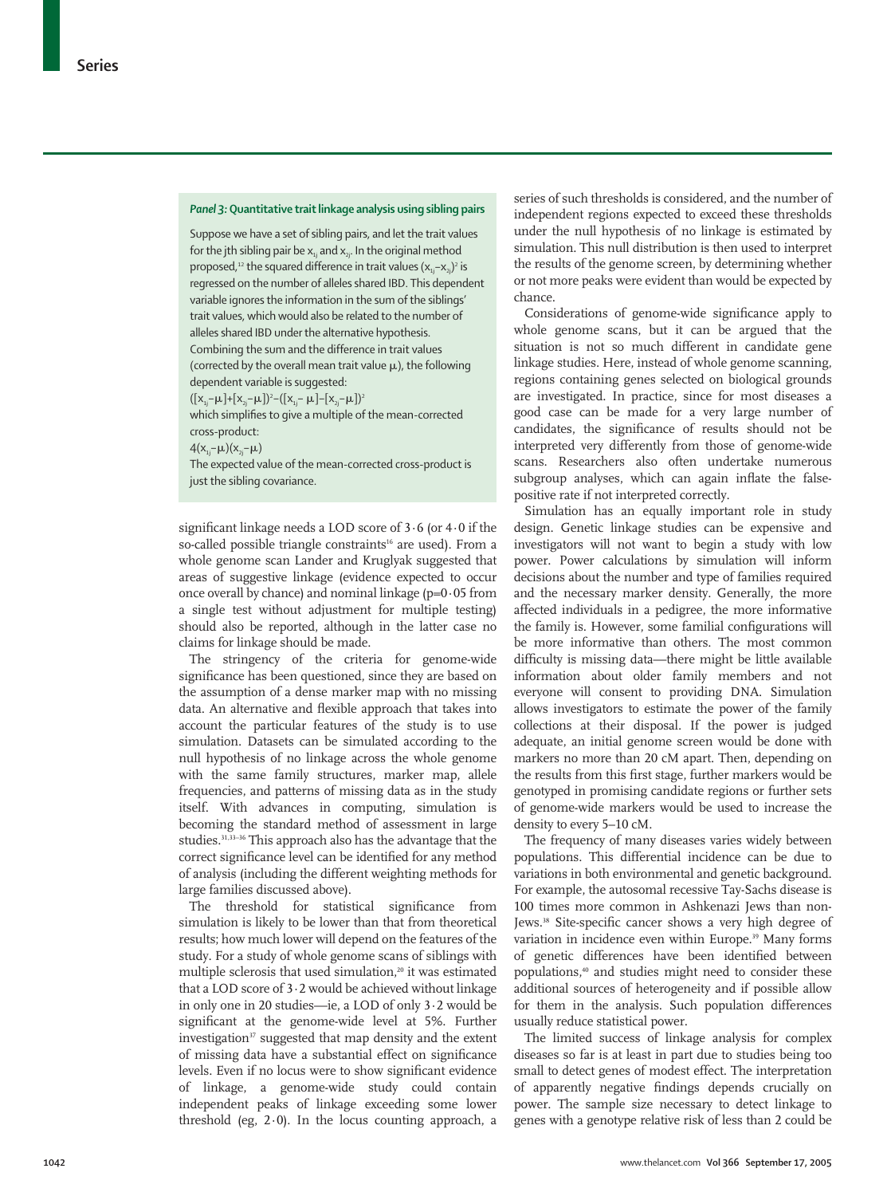### *Panel 3:* Quantitative trait linkage analysis using sibling pairs

Suppose we have a set of sibling pairs, and let the trait values for the jth sibling pair be $x_{1j}$ and $x_{2j}$. In the original method proposed,[12] the squared difference in trait values $(x_{1j}-x_{2j})^2$ is regressed on the number of alleles shared IBD. This dependent variable ignores the information in the sum of the siblings' trait values, which would also be related to the number of alleles shared IBD under the alternative hypothesis.

Combining the sum and the difference in trait values (corrected by the overall mean trait value $\mu$), the following dependent variable is suggested:

$$([x_{1j}-\mu]+[x_{2j}-\mu])^2-([x_{1j}-\mu]-[x_{2j}-\mu])^2$$

which simplifies to give a multiple of the mean-corrected cross-product:

$$4(x_{1j}-\mu)(x_{2j}-\mu)$$

The expected value of the mean-corrected cross-product is just the sibling covariance.

significant linkage needs a LOD score of 3·6 (or 4·0 if the so-called possible triangle constraints[16] are used). From a whole genome scan Lander and Kruglyak suggested that areas of suggestive linkage (evidence expected to occur once overall by chance) and nominal linkage (p=0·05 from a single test without adjustment for multiple testing) should also be reported, although in the latter case no claims for linkage should be made.

The stringency of the criteria for genome-wide significance has been questioned, since they are based on the assumption of a dense marker map with no missing data. An alternative and flexible approach that takes into account the particular features of the study is to use simulation. Datasets can be simulated according to the null hypothesis of no linkage across the whole genome with the same family structures, marker map, allele frequencies, and patterns of missing data as in the study itself. With advances in computing, simulation is becoming the standard method of assessment in large studies.[31,33–36] This approach also has the advantage that the correct significance level can be identified for any method of analysis (including the different weighting methods for large families discussed above).

The threshold for statistical significance from simulation is likely to be lower than that from theoretical results; how much lower will depend on the features of the study. For a study of whole genome scans of siblings with multiple sclerosis that used simulation,[20] it was estimated that a LOD score of 3·2 would be achieved without linkage in only one in 20 studies—ie, a LOD of only 3·2 would be significant at the genome-wide level at 5%. Further investigation[37] suggested that map density and the extent of missing data have a substantial effect on significance levels. Even if no locus were to show significant evidence of linkage, a genome-wide study could contain independent peaks of linkage exceeding some lower threshold (eg, 2·0). In the locus counting approach, a series of such thresholds is considered, and the number of independent regions expected to exceed these thresholds under the null hypothesis of no linkage is estimated by simulation. This null distribution is then used to interpret the results of the genome screen, by determining whether or not more peaks were evident than would be expected by chance.

Considerations of genome-wide significance apply to whole genome scans, but it can be argued that the situation is not so much different in candidate gene linkage studies. Here, instead of whole genome scanning, regions containing genes selected on biological grounds are investigated. In practice, since for most diseases a good case can be made for a very large number of candidates, the significance of results should not be interpreted very differently from those of genome-wide scans. Researchers also often undertake numerous subgroup analyses, which can again inflate the false-positive rate if not interpreted correctly.

Simulation has an equally important role in study design. Genetic linkage studies can be expensive and investigators will not want to begin a study with low power. Power calculations by simulation will inform decisions about the number and type of families required and the necessary marker density. Generally, the more affected individuals in a pedigree, the more informative the family is. However, some familial configurations will be more informative than others. The most common difficulty is missing data—there might be little available information about older family members and not everyone will consent to providing DNA. Simulation allows investigators to estimate the power of the family collections at their disposal. If the power is judged adequate, an initial genome screen would be done with markers no more than 20 cM apart. Then, depending on the results from this first stage, further markers would be genotyped in promising candidate regions or further sets of genome-wide markers would be used to increase the density to every 5–10 cM.

The frequency of many diseases varies widely between populations. This differential incidence can be due to variations in both environmental and genetic background. For example, the autosomal recessive Tay-Sachs disease is 100 times more common in Ashkenazi Jews than non-Jews.[38] Site-specific cancer shows a very high degree of variation in incidence even within Europe.[39] Many forms of genetic differences have been identified between populations,[40] and studies might need to consider these additional sources of heterogeneity and if possible allow for them in the analysis. Such population differences usually reduce statistical power.

The limited success of linkage analysis for complex diseases so far is at least in part due to studies being too small to detect genes of modest effect. The interpretation of apparently negative findings depends crucially on power. The sample size necessary to detect linkage to genes with a genotype relative risk of less than 2 could be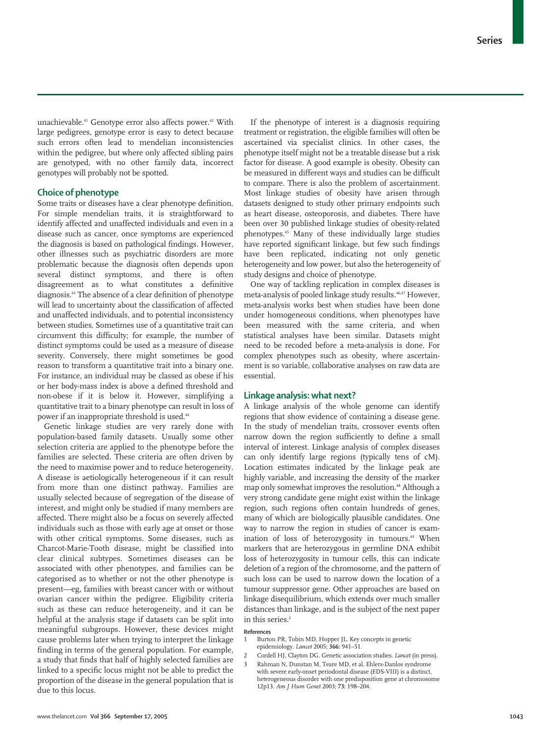unachievable.[41] Genotype error also affects power.[42] With large pedigrees, genotype error is easy to detect because such errors often lead to mendelian inconsistencies within the pedigree, but where only affected sibling pairs are genotyped, with no other family data, incorrect genotypes will probably not be spotted.

## Choice of phenotype

Some traits or diseases have a clear phenotype definition. For simple mendelian traits, it is straightforward to identify affected and unaffected individuals and even in a disease such as cancer, once symptoms are experienced the diagnosis is based on pathological findings. However, other illnesses such as psychiatric disorders are more problematic because the diagnosis often depends upon several distinct symptoms, and there is often disagreement as to what constitutes a definitive diagnosis.[43] The absence of a clear definition of phenotype will lead to uncertainty about the classification of affected and unaffected individuals, and to potential inconsistency between studies. Sometimes use of a quantitative trait can circumvent this difficulty; for example, the number of distinct symptoms could be used as a measure of disease severity. Conversely, there might sometimes be good reason to transform a quantitative trait into a binary one. For instance, an individual may be classed as obese if his or her body-mass index is above a defined threshold and non-obese if it is below it. However, simplifying a quantitative trait to a binary phenotype can result in loss of power if an inappropriate threshold is used.[44]

Genetic linkage studies are very rarely done with population-based family datasets. Usually some other selection criteria are applied to the phenotype before the families are selected. These criteria are often driven by the need to maximise power and to reduce heterogeneity. A disease is aetiologically heterogeneous if it can result from more than one distinct pathway. Families are usually selected because of segregation of the disease of interest, and might only be studied if many members are affected. There might also be a focus on severely affected individuals such as those with early age at onset or those with other critical symptoms. Some diseases, such as Charcot-Marie-Tooth disease, might be classified into clear clinical subtypes. Sometimes diseases can be associated with other phenotypes, and families can be categorised as to whether or not the other phenotype is present—eg, families with breast cancer with or without ovarian cancer within the pedigree. Eligibility criteria such as these can reduce heterogeneity, and it can be helpful at the analysis stage if datasets can be split into meaningful subgroups. However, these devices might cause problems later when trying to interpret the linkage finding in terms of the general population. For example, a study that finds that half of highly selected families are linked to a specific locus might not be able to predict the proportion of the disease in the general population that is due to this locus.

If the phenotype of interest is a diagnosis requiring treatment or registration, the eligible families will often be ascertained via specialist clinics. In other cases, the phenotype itself might not be a treatable disease but a risk factor for disease. A good example is obesity. Obesity can be measured in different ways and studies can be difficult to compare. There is also the problem of ascertainment. Most linkage studies of obesity have arisen through datasets designed to study other primary endpoints such as heart disease, osteoporosis, and diabetes. There have been over 30 published linkage studies of obesity-related phenotypes.[45] Many of these individually large studies have reported significant linkage, but few such findings have been replicated, indicating not only genetic heterogeneity and low power, but also the heterogeneity of study designs and choice of phenotype.

One way of tackling replication in complex diseases is meta-analysis of pooled linkage study results.[46,47] However, meta-analysis works best when studies have been done under homogeneous conditions, when phenotypes have been measured with the same criteria, and when statistical analyses have been similar. Datasets might need to be recoded before a meta-analysis is done. For complex phenotypes such as obesity, where ascertainment is so variable, collaborative analyses on raw data are essential.

## Linkage analysis: what next?

A linkage analysis of the whole genome can identify regions that show evidence of containing a disease gene. In the study of mendelian traits, crossover events often narrow down the region sufficiently to define a small interval of interest. Linkage analysis of complex diseases can only identify large regions (typically tens of cM). Location estimates indicated by the linkage peak are highly variable, and increasing the density of the marker map only somewhat improves the resolution.[48] Although a very strong candidate gene might exist within the linkage region, such regions often contain hundreds of genes, many of which are biologically plausible candidates. One way to narrow the region in studies of cancer is examination of loss of heterozygosity in tumours.[49] When markers that are heterozygous in germline DNA exhibit loss of heterozygosity in tumour cells, this can indicate deletion of a region of the chromosome, and the pattern of such loss can be used to narrow down the location of a tumour suppressor gene. Other approaches are based on linkage disequilibrium, which extends over much smaller distances than linkage, and is the subject of the next paper in this series.[2]

### References

1. Burton PR, Tobin MD, Hopper JL. Key concepts in genetic epidemiology. *Lancet* 2005; **366:** 941–51.
2. Cordell HJ, Clayton DG. Genetic association studies. *Lancet* (in press).
3. Rahman N, Dunstan M, Teare MD, et al. Ehlers-Danlos syndrome with severe early-onset periodontal disease (EDS-VIII) is a distinct, heterogeneous disorder with one predisposition gene at chromosome 12p13. *Am J Hum Genet* 2003; **73:** 198–204.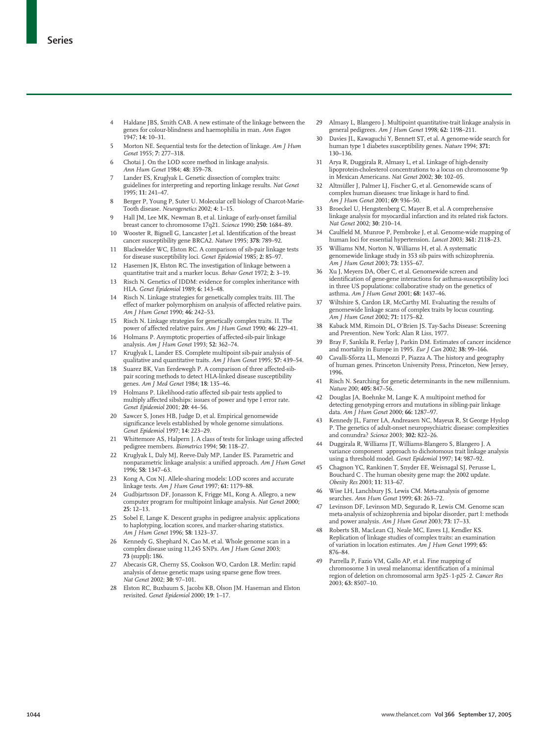4 Haldane JBS, Smith CAB. A new estimate of the linkage between the genes for colour-blindness and haemophilia in man. *Ann Eugen* 1947; **14:** 10–31.

5 Morton NE. Sequential tests for the detection of linkage. *Am J Hum Genet* 1955; **7:** 277–318.

6 Chotai J. On the LOD score method in linkage analysis. *Ann Hum Genet* 1984; **48:** 359–78.

7 Lander ES, Kruglyak L. Genetic dissection of complex traits: guidelines for interpreting and reporting linkage results. *Nat Genet* 1995; **11:** 241–47.

8 Berger P, Young P, Suter U. Molecular cell biology of Charcot-Marie-Tooth disease. *Neurogenetics* 2002; **4:** 1–15.

9 Hall JM, Lee MK, Newman B, et al. Linkage of early-onset familial breast cancer to chromosome 17q21. *Science* 1990; **250:** 1684–89.

10 Wooster R, Bignell G, Lancaster J.et al. Identification of the breast cancer susceptibility gene BRCA2. *Nature* 1995; **378:** 789–92.

11 Blackwelder WC, Elston RC. A comparison of sib-pair linkage tests for disease susceptibility loci. *Genet Epidemiol* 1985; **2:** 85–97.

12 Hasemen JK, Elston RC. The investigation of linkage between a quantitative trait and a marker locus. *Behav Genet* 1972; **2:** 3–19.

13 Risch N. Genetics of IDDM: evidence for complex inheritance with HLA. *Genet Epidemiol* 1989; **6:** 143–48.

14 Risch N. Linkage strategies for genetically complex traits. III. The effect of marker polymorphism on analysis of affected relative pairs. *Am J Hum Genet* 1990; **46:** 242–53.

15 Risch N. Linkage strategies for genetically complex traits. II. The power of affected relative pairs. *Am J Hum Genet* 1990; **46:** 229–41.

16 Holmans P. Asymptotic properties of affected-sib-pair linkage analysis. *Am J Hum Genet* 1993; **52:** 362–74.

17 Kruglyak L, Lander ES. Complete multipoint sib-pair analysis of qualitative and quantitative traits. *Am J Hum Genet* 1995; **57:** 439–54.

18 Suarez BK, Van Eerdewegh P. A comparison of three affected-sib-pair scoring methods to detect HLA-linked disease susceptibility genes. *Am J Med Genet* 1984; **18:** 135–46.

19 Holmans P. Likelihood-ratio affected sib-pair tests applied to multiply affected sibships: issues of power and type I error rate. *Genet Epidemiol* 2001; **20:** 44–56.

20 Sawcer S, Jones HB, Judge D, et al. Empirical genomewide significance levels established by whole genome simulations. *Genet Epidemiol* 1997; **14:** 223–29.

21 Whittemore AS, Halpern J. A class of tests for linkage using affected pedigree members. *Biometrics* 1994; **50:** 118–27.

22 Kruglyak L, Daly MJ, Reeve-Daly MP, Lander ES. Parametric and nonparametric linkage analysis: a unified approach. *Am J Hum Genet* 1996; **58:** 1347–63.

23 Kong A, Cox NJ. Allele-sharing models: LOD scores and accurate linkage tests. *Am J Hum Genet* 1997; **61:** 1179–88.

24 Gudbjartsson DF, Jonasson K, Frigge ML, Kong A. Allegro, a new computer program for multipoint linkage analysis. *Nat Genet* 2000; **25:** 12–13.

25 Sobel E, Lange K. Descent graphs in pedigree analysis: applications to haplotyping, location scores, and marker-sharing statistics. *Am J Hum Genet* 1996; **58:** 1323–37.

26 Kennedy G, Shephard N, Cao M, et al. Whole genome scan in a complex disease using 11,245 SNPs. *Am J Hum Genet* 2003; **73** (suppl): 186.

27 Abecasis GR, Cherny SS, Cookson WO, Cardon LR. Merlin: rapid analysis of dense genetic maps using sparse gene flow trees. *Nat Genet* 2002; **30:** 97–101.

28 Elston RC, Buxbaum S, Jacobs KB, Olson JM. Haseman and Elston revisited. *Genet Epidemiol* 2000; **19:** 1–17.

29 Almasy L, Blangero J. Multipoint quantitative-trait linkage analysis in general pedigrees. *Am J Hum Genet* 1998; **62:** 1198–211.

30 Davies JL, Kawaguchi Y, Bennett ST, et al. A genome-wide search for human type 1 diabetes susceptibility genes. *Nature* 1994; **371:** 130–136.

31 Arya R, Duggirala R, Almasy L, et al. Linkage of high-density lipoprotein-cholesterol concentrations to a locus on chromosome 9p in Mexican Americans. *Nat Genet* 2002; **30:** 102–05.

32 Altmüller J, Palmer LJ, Fischer G, et al. Genomewide scans of complex human diseases: true linkage is hard to find. *Am J Hum Genet* 2001; **69:** 936–50.

33 Broeckel U, Hengstenberg C, Mayer B, et al. A comprehensive linkage analysis for myocardial infarction and its related risk factors. *Nat Genet* 2002; **30:** 210–14.

34 Caulfield M, Munroe P, Pembroke J, et al. Genome-wide mapping of human loci for essential hypertension. *Lancet* 2003; **361:** 2118–23.

35 Williams NM, Norton N, Williams H, et al. A systematic genomewide linkage study in 353 sib pairs with schizophrenia. *Am J Hum Genet* 2003; **73:** 1355–67.

36 Xu J, Meyers DA, Ober C, et al. Genomewide screen and identification of gene-gene interactions for asthma-susceptibility loci in three US populations: collaborative study on the genetics of asthma. *Am J Hum Genet* 2001; **68:** 1437–46.

37 Wiltshire S, Cardon LR, McCarthy MI. Evaluating the results of genomewide linkage scans of complex traits by locus counting. *Am J Hum Genet* 2002; **71:** 1175–82.

38 Kaback MM, Rimoin DL, O'Brien JS. Tay-Sachs Disease: Screening and Prevention. New York: Alan R Liss, 1977.

39 Bray F, Sankila R, Ferlay J, Parkin DM. Estimates of cancer incidence and mortality in Europe in 1995. *Eur J Can* 2002; **38:** 99–166.

40 Cavalli-Sforza LL, Menozzi P, Piazza A. The history and geography of human genes. Princeton University Press, Princeton, New Jersey, 1996.

41 Risch N. Searching for genetic determinants in the new millennium. *Nature* 200; **405:** 847–56.

42 Douglas JA, Boehnke M, Lange K. A multipoint method for detecting genotyping errors and mutations in sibling-pair linkage data. *Am J Hum Genet* 2000; **66:** 1287–97.

43 Kennedy JL, Farrer LA, Andreasen NC, Mayeux R, St George Hyslop P. The genetics of adult-onset neuropsychiatric disease: complexities and conundra? *Science* 2003; **302:** 822–26.

44 Duggirala R, Williams JT, Williams-Blangero S, Blangero J. A variance component approach to dichotomous trait linkage analysis using a threshold model. *Genet Epidemiol* 1997; **14:** 987–92.

45 Chagnon YC, Rankinen T, Snyder EE, Weisnagal SJ, Perusse L, Bouchard C . The human obesity gene map: the 2002 update. *Obesity Res* 2003; **11:** 313–67.

46 Wise LH, Lanchbury JS, Lewis CM. Meta-analysis of genome searches. *Ann Hum Genet* 1999; **63:** 263–72.

47 Levinson DF, Levinson MD, Segurado R, Lewis CM. Genome scan meta-analysis of schizophrenia and bipolar disorder, part I: methods and power analysis. *Am J Hum Genet* 2003; **73:** 17–33.

48 Roberts SB, MacLean CJ, Neale MC, Eaves LJ, Kendler KS. Replication of linkage studies of complex traits: an examination of variation in location estimates. *Am J Hum Genet* 1999; **65:** 876–84.

49 Parrella P, Fazio VM, Gallo AP, et al. Fine mapping of chromosome 3 in uveal melanoma: identification of a minimal region of deletion on chromosomal arm 3p25·1-p25·2. *Cancer Res* 2003; **63:** 8507–10.